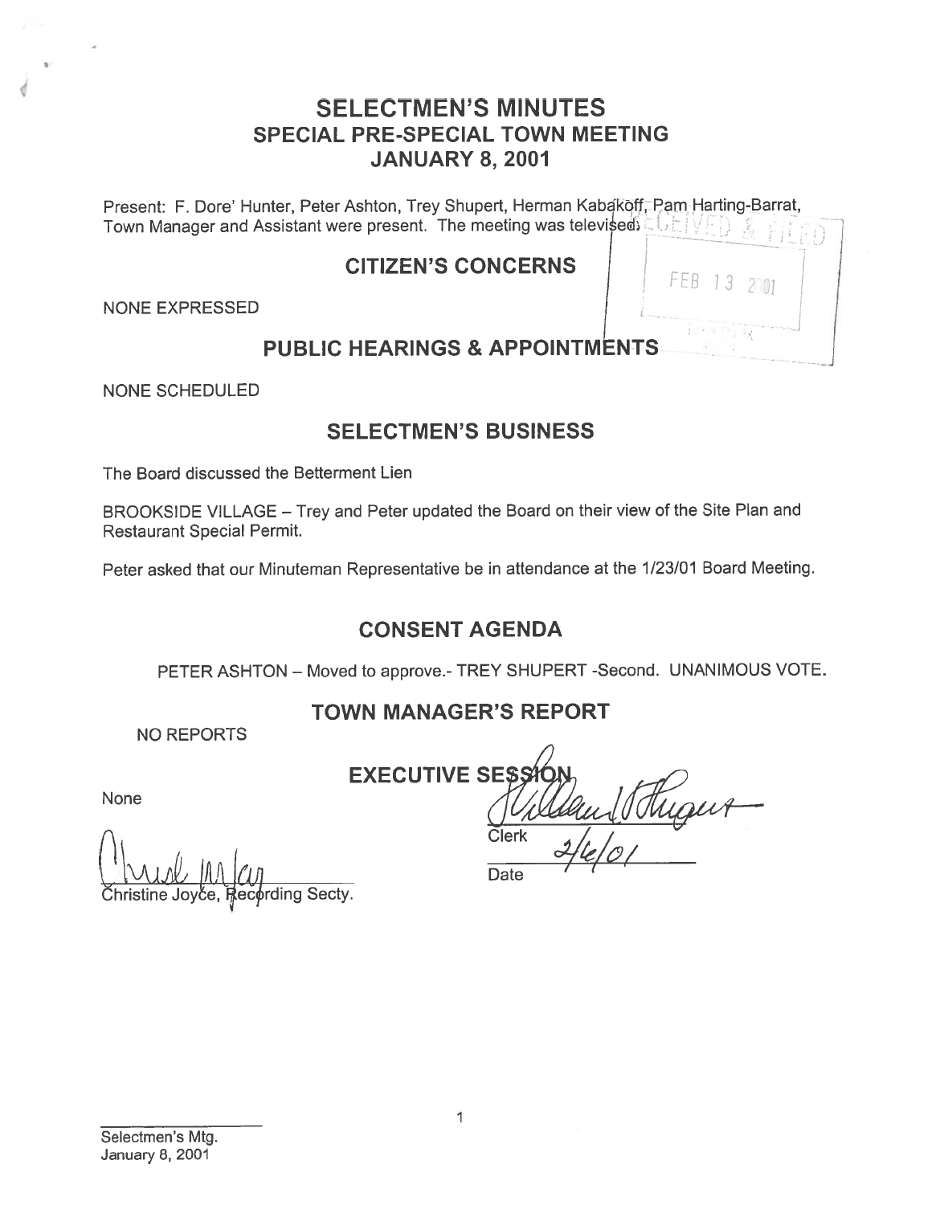# SELECTMEN'S MINUTES
## SPECIAL PRE-SPECIAL TOWN MEETING
## JANUARY 8, 2001

Present: F. Dore' Hunter, Peter Ashton, Trey Shupert, Herman Kabakoff, Pam Harting-Barrat, Town Manager and Assistant were present. The meeting was televised.

RECEIVED & FILED
FEB 13 2001

## CITIZEN'S CONCERNS

NONE EXPRESSED

## PUBLIC HEARINGS & APPOINTMENTS

NONE SCHEDULED

## SELECTMEN'S BUSINESS

The Board discussed the Betterment Lien

BROOKSIDE VILLAGE – Trey and Peter updated the Board on their view of the Site Plan and Restaurant Special Permit.

Peter asked that our Minuteman Representative be in attendance at the 1/23/01 Board Meeting.

## CONSENT AGENDA

PETER ASHTON – Moved to approve.- TREY SHUPERT -Second. UNANIMOUS VOTE.

## TOWN MANAGER'S REPORT

NO REPORTS

## EXECUTIVE SESSION

None

Christine Joyce, Recording Secty.

Clerk

2/6/01
Date

Selectmen's Mtg.
January 8, 2001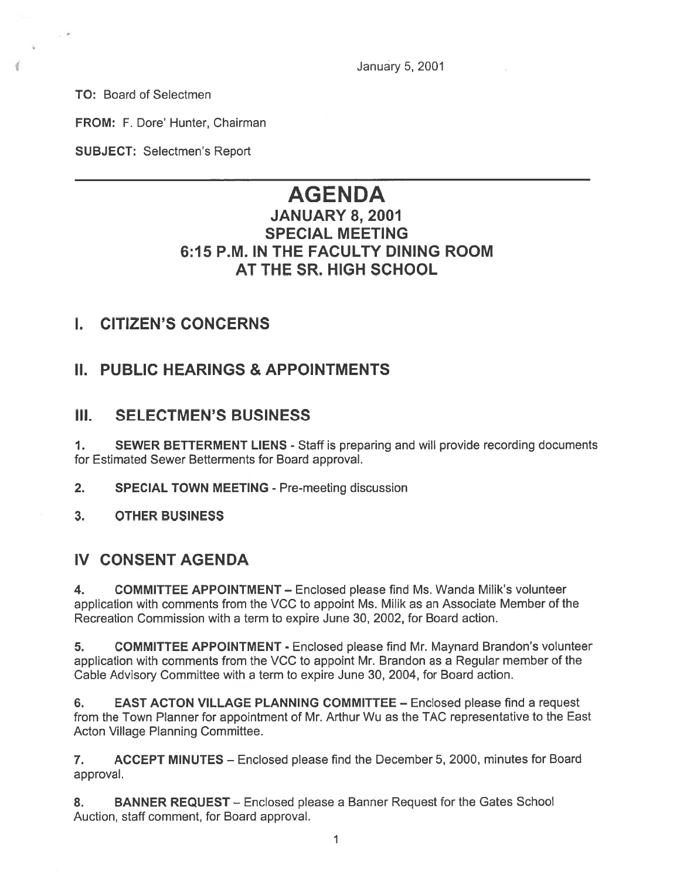January 5, 2001

**TO:** Board of Selectmen

**FROM:** F. Dore' Hunter, Chairman

**SUBJECT:** Selectmen's Report

# AGENDA

## JANUARY 8, 2001
## SPECIAL MEETING
## 6:15 P.M. IN THE FACULTY DINING ROOM
## AT THE SR. HIGH SCHOOL

## I. CITIZEN'S CONCERNS

## II. PUBLIC HEARINGS & APPOINTMENTS

## III. SELECTMEN'S BUSINESS

1. **SEWER BETTERMENT LIENS** - Staff is preparing and will provide recording documents for Estimated Sewer Betterments for Board approval.

2. **SPECIAL TOWN MEETING** - Pre-meeting discussion

3. **OTHER BUSINESS**

## IV CONSENT AGENDA

4. **COMMITTEE APPOINTMENT** – Enclosed please find Ms. Wanda Milik's volunteer application with comments from the VCC to appoint Ms. Milik as an Associate Member of the Recreation Commission with a term to expire June 30, 2002, for Board action.

5. **COMMITTEE APPOINTMENT** - Enclosed please find Mr. Maynard Brandon's volunteer application with comments from the VCC to appoint Mr. Brandon as a Regular member of the Cable Advisory Committee with a term to expire June 30, 2004, for Board action.

6. **EAST ACTON VILLAGE PLANNING COMMITTEE** – Enclosed please find a request from the Town Planner for appointment of Mr. Arthur Wu as the TAC representative to the East Acton Village Planning Committee.

7. **ACCEPT MINUTES** – Enclosed please find the December 5, 2000, minutes for Board approval.

8. **BANNER REQUEST** – Enclosed please a Banner Request for the Gates School Auction, staff comment, for Board approval.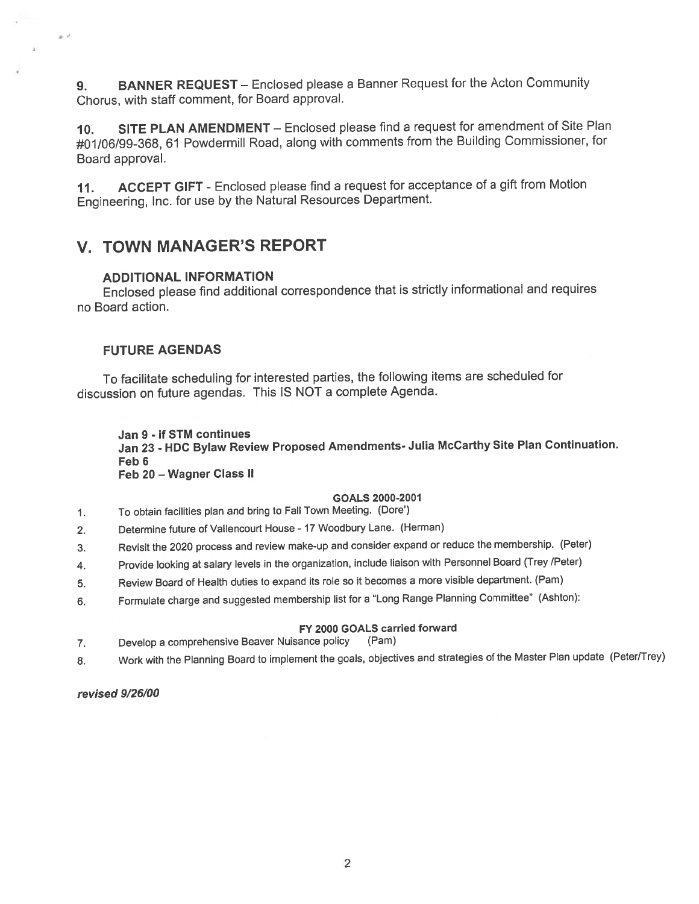9. **BANNER REQUEST** – Enclosed please a Banner Request for the Acton Community Chorus, with staff comment, for Board approval.

10. **SITE PLAN AMENDMENT** – Enclosed please find a request for amendment of Site Plan #01/06/99-368, 61 Powdermill Road, along with comments from the Building Commissioner, for Board approval.

11. **ACCEPT GIFT** - Enclosed please find a request for acceptance of a gift from Motion Engineering, Inc. for use by the Natural Resources Department.

## V. TOWN MANAGER'S REPORT

### ADDITIONAL INFORMATION

Enclosed please find additional correspondence that is strictly informational and requires no Board action.

### FUTURE AGENDAS

To facilitate scheduling for interested parties, the following items are scheduled for discussion on future agendas. This IS NOT a complete Agenda.

**Jan 9 - If STM continues**
**Jan 23 - HDC Bylaw Review Proposed Amendments- Julia McCarthy Site Plan Continuation.**
**Feb 6**
**Feb 20 – Wagner Class II**

**GOALS 2000-2001**

1. To obtain facilities plan and bring to Fall Town Meeting. (Dore')
2. Determine future of Vallencourt House - 17 Woodbury Lane. (Herman)
3. Revisit the 2020 process and review make-up and consider expand or reduce the membership. (Peter)
4. Provide looking at salary levels in the organization, include liaison with Personnel Board (Trey /Peter)
5. Review Board of Health duties to expand its role so it becomes a more visible department. (Pam)
6. Formulate charge and suggested membership list for a "Long Range Planning Committee" (Ashton):

**FY 2000 GOALS carried forward**

7. Develop a comprehensive Beaver Nuisance policy (Pam)
8. Work with the Planning Board to implement the goals, objectives and strategies of the Master Plan update (Peter/Trey)

***revised 9/26/00***